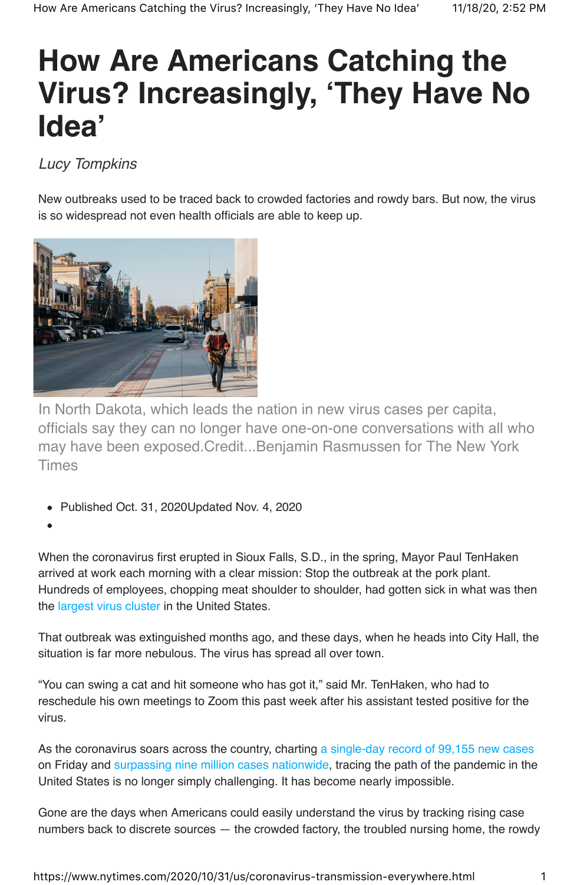# How Are Americans Catching the Virus? Increasingly, 'They Have No Idea'

*Lucy Tompkins*

New outbreaks used to be traced back to crowded factories and rowdy bars. But now, the virus is so widespread not even health officials are able to keep up.

In North Dakota, which leads the nation in new virus cases per capita, officials say they can no longer have one-on-one conversations with all who may have been exposed.Credit...Benjamin Rasmussen for The New York Times

- Published Oct. 31, 2020Updated Nov. 4, 2020
-

When the coronavirus first erupted in Sioux Falls, S.D., in the spring, Mayor Paul TenHaken arrived at work each morning with a clear mission: Stop the outbreak at the pork plant. Hundreds of employees, chopping meat shoulder to shoulder, had gotten sick in what was then the largest virus cluster in the United States.

That outbreak was extinguished months ago, and these days, when he heads into City Hall, the situation is far more nebulous. The virus has spread all over town.

"You can swing a cat and hit someone who has got it," said Mr. TenHaken, who had to reschedule his own meetings to Zoom this past week after his assistant tested positive for the virus.

As the coronavirus soars across the country, charting a single-day record of 99,155 new cases on Friday and surpassing nine million cases nationwide, tracing the path of the pandemic in the United States is no longer simply challenging. It has become nearly impossible.

Gone are the days when Americans could easily understand the virus by tracking rising case numbers back to discrete sources — the crowded factory, the troubled nursing home, the rowdy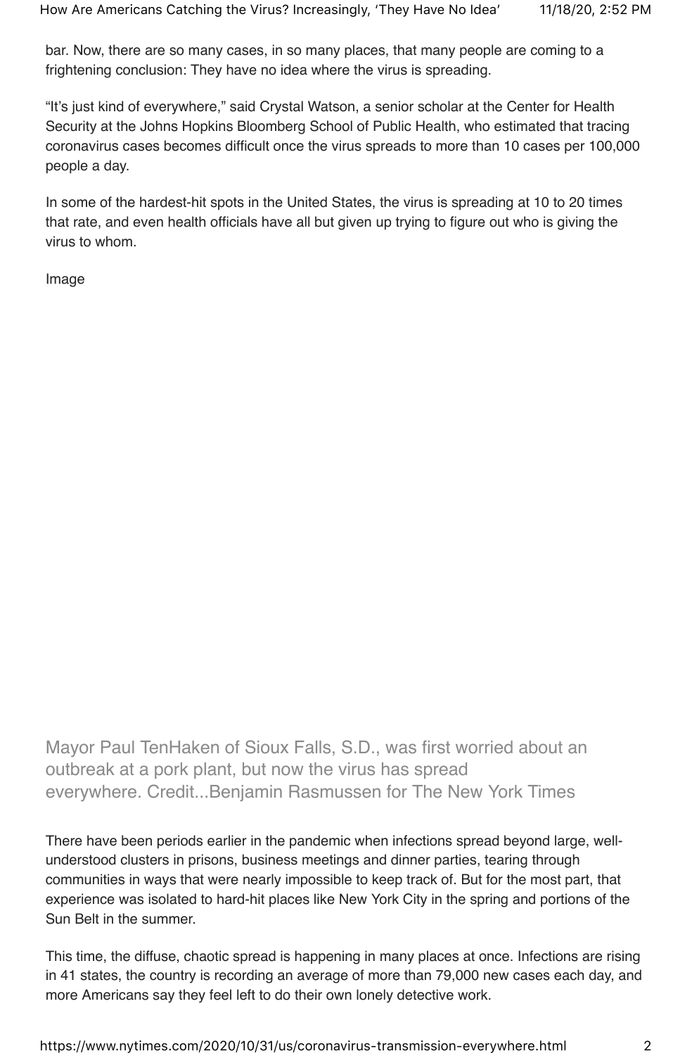bar. Now, there are so many cases, in so many places, that many people are coming to a frightening conclusion: They have no idea where the virus is spreading.

"It's just kind of everywhere," said Crystal Watson, a senior scholar at the Center for Health Security at the Johns Hopkins Bloomberg School of Public Health, who estimated that tracing coronavirus cases becomes difficult once the virus spreads to more than 10 cases per 100,000 people a day.

In some of the hardest-hit spots in the United States, the virus is spreading at 10 to 20 times that rate, and even health officials have all but given up trying to figure out who is giving the virus to whom.

Image

Mayor Paul TenHaken of Sioux Falls, S.D., was first worried about an outbreak at a pork plant, but now the virus has spread everywhere. Credit...Benjamin Rasmussen for The New York Times

There have been periods earlier in the pandemic when infections spread beyond large, well-understood clusters in prisons, business meetings and dinner parties, tearing through communities in ways that were nearly impossible to keep track of. But for the most part, that experience was isolated to hard-hit places like New York City in the spring and portions of the Sun Belt in the summer.

This time, the diffuse, chaotic spread is happening in many places at once. Infections are rising in 41 states, the country is recording an average of more than 79,000 new cases each day, and more Americans say they feel left to do their own lonely detective work.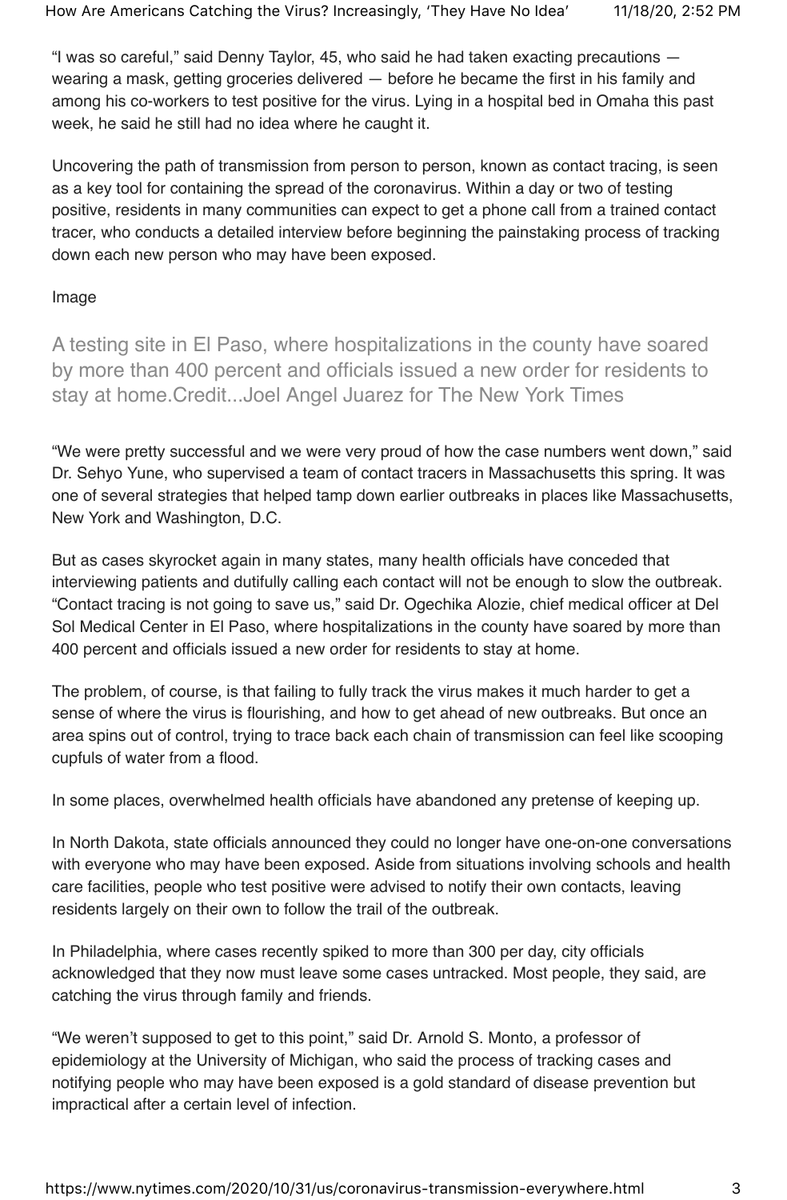"I was so careful," said Denny Taylor, 45, who said he had taken exacting precautions — wearing a mask, getting groceries delivered — before he became the first in his family and among his co-workers to test positive for the virus. Lying in a hospital bed in Omaha this past week, he said he still had no idea where he caught it.

Uncovering the path of transmission from person to person, known as contact tracing, is seen as a key tool for containing the spread of the coronavirus. Within a day or two of testing positive, residents in many communities can expect to get a phone call from a trained contact tracer, who conducts a detailed interview before beginning the painstaking process of tracking down each new person who may have been exposed.

Image

A testing site in El Paso, where hospitalizations in the county have soared by more than 400 percent and officials issued a new order for residents to stay at home.Credit...Joel Angel Juarez for The New York Times

"We were pretty successful and we were very proud of how the case numbers went down," said Dr. Sehyo Yune, who supervised a team of contact tracers in Massachusetts this spring. It was one of several strategies that helped tamp down earlier outbreaks in places like Massachusetts, New York and Washington, D.C.

But as cases skyrocket again in many states, many health officials have conceded that interviewing patients and dutifully calling each contact will not be enough to slow the outbreak. "Contact tracing is not going to save us," said Dr. Ogechika Alozie, chief medical officer at Del Sol Medical Center in El Paso, where hospitalizations in the county have soared by more than 400 percent and officials issued a new order for residents to stay at home.

The problem, of course, is that failing to fully track the virus makes it much harder to get a sense of where the virus is flourishing, and how to get ahead of new outbreaks. But once an area spins out of control, trying to trace back each chain of transmission can feel like scooping cupfuls of water from a flood.

In some places, overwhelmed health officials have abandoned any pretense of keeping up.

In North Dakota, state officials announced they could no longer have one-on-one conversations with everyone who may have been exposed. Aside from situations involving schools and health care facilities, people who test positive were advised to notify their own contacts, leaving residents largely on their own to follow the trail of the outbreak.

In Philadelphia, where cases recently spiked to more than 300 per day, city officials acknowledged that they now must leave some cases untracked. Most people, they said, are catching the virus through family and friends.

"We weren't supposed to get to this point," said Dr. Arnold S. Monto, a professor of epidemiology at the University of Michigan, who said the process of tracking cases and notifying people who may have been exposed is a gold standard of disease prevention but impractical after a certain level of infection.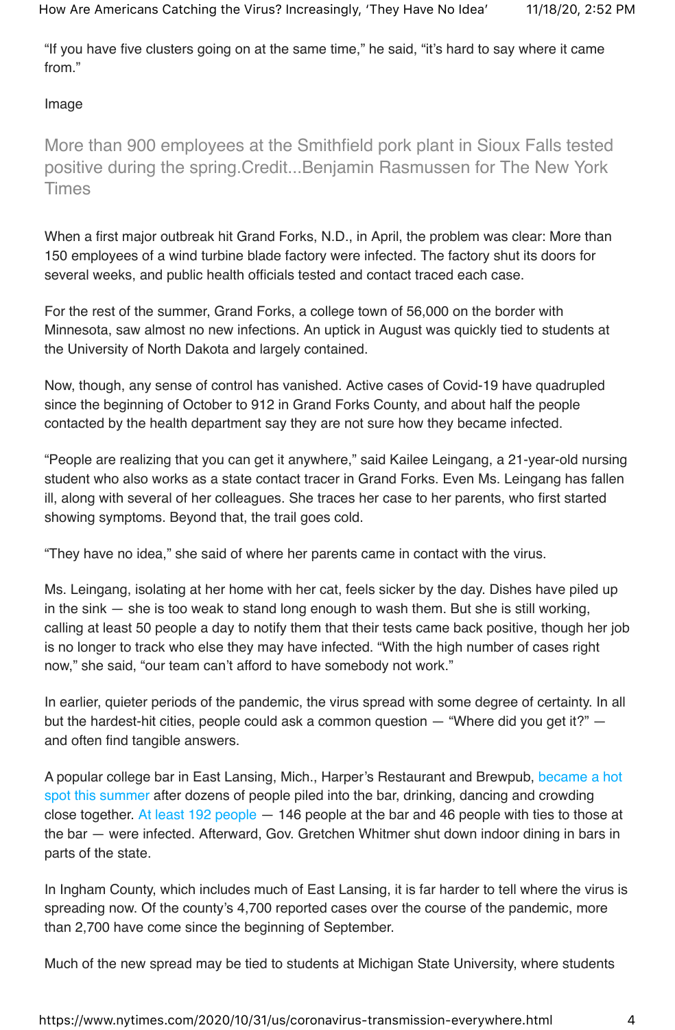"If you have five clusters going on at the same time," he said, "it's hard to say where it came from."

Image

More than 900 employees at the Smithfield pork plant in Sioux Falls tested positive during the spring.Credit...Benjamin Rasmussen for The New York Times

When a first major outbreak hit Grand Forks, N.D., in April, the problem was clear: More than 150 employees of a wind turbine blade factory were infected. The factory shut its doors for several weeks, and public health officials tested and contact traced each case.

For the rest of the summer, Grand Forks, a college town of 56,000 on the border with Minnesota, saw almost no new infections. An uptick in August was quickly tied to students at the University of North Dakota and largely contained.

Now, though, any sense of control has vanished. Active cases of Covid-19 have quadrupled since the beginning of October to 912 in Grand Forks County, and about half the people contacted by the health department say they are not sure how they became infected.

"People are realizing that you can get it anywhere," said Kailee Leingang, a 21-year-old nursing student who also works as a state contact tracer in Grand Forks. Even Ms. Leingang has fallen ill, along with several of her colleagues. She traces her case to her parents, who first started showing symptoms. Beyond that, the trail goes cold.

"They have no idea," she said of where her parents came in contact with the virus.

Ms. Leingang, isolating at her home with her cat, feels sicker by the day. Dishes have piled up in the sink — she is too weak to stand long enough to wash them. But she is still working, calling at least 50 people a day to notify them that their tests came back positive, though her job is no longer to track who else they may have infected. "With the high number of cases right now," she said, "our team can't afford to have somebody not work."

In earlier, quieter periods of the pandemic, the virus spread with some degree of certainty. In all but the hardest-hit cities, people could ask a common question — "Where did you get it?" — and often find tangible answers.

A popular college bar in East Lansing, Mich., Harper's Restaurant and Brewpub, became a hot spot this summer after dozens of people piled into the bar, drinking, dancing and crowding close together. At least 192 people — 146 people at the bar and 46 people with ties to those at the bar — were infected. Afterward, Gov. Gretchen Whitmer shut down indoor dining in bars in parts of the state.

In Ingham County, which includes much of East Lansing, it is far harder to tell where the virus is spreading now. Of the county's 4,700 reported cases over the course of the pandemic, more than 2,700 have come since the beginning of September.

Much of the new spread may be tied to students at Michigan State University, where students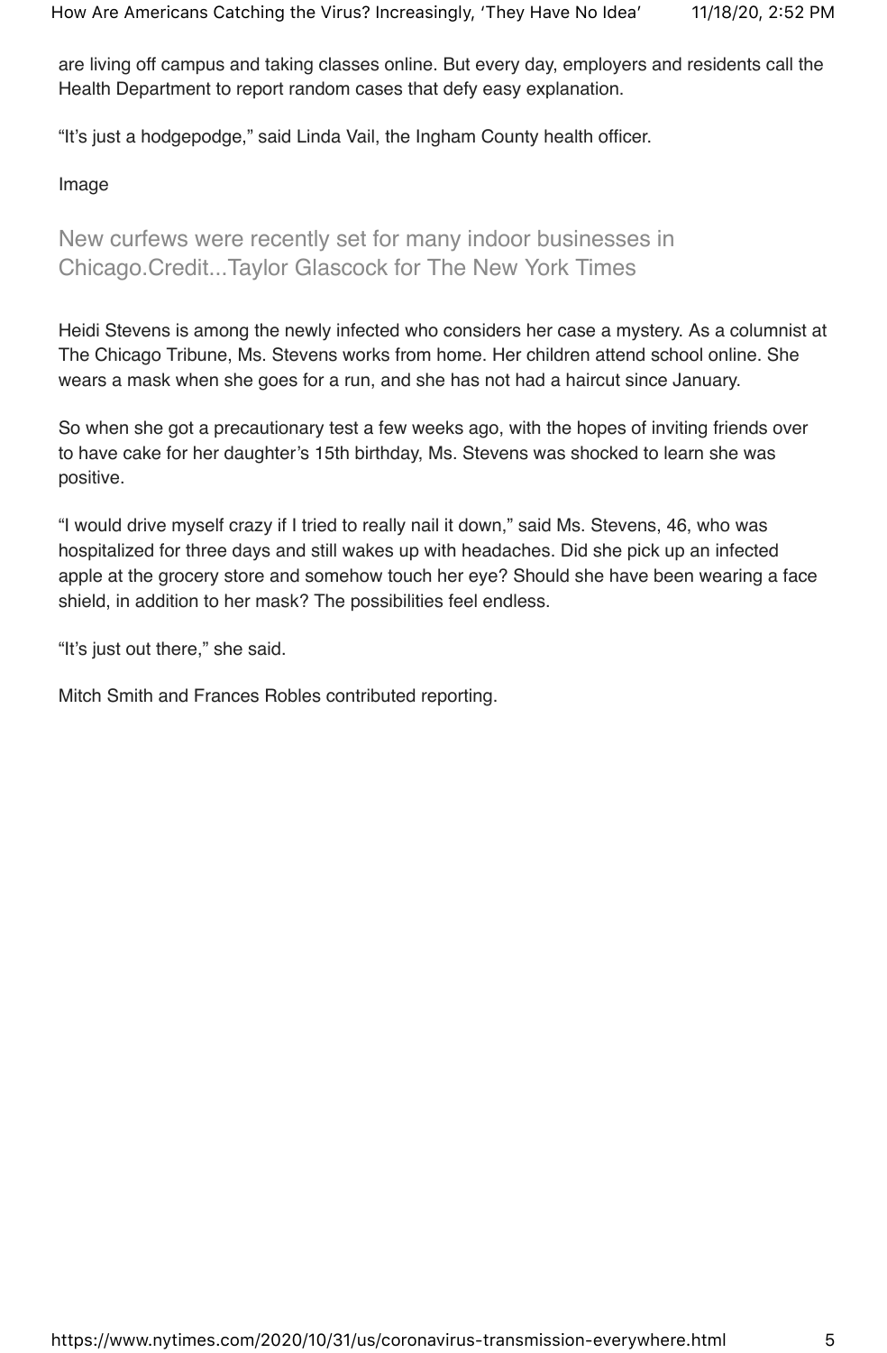are living off campus and taking classes online. But every day, employers and residents call the Health Department to report random cases that defy easy explanation.

"It's just a hodgepodge," said Linda Vail, the Ingham County health officer.

Image

New curfews were recently set for many indoor businesses in Chicago.Credit...Taylor Glascock for The New York Times

Heidi Stevens is among the newly infected who considers her case a mystery. As a columnist at The Chicago Tribune, Ms. Stevens works from home. Her children attend school online. She wears a mask when she goes for a run, and she has not had a haircut since January.

So when she got a precautionary test a few weeks ago, with the hopes of inviting friends over to have cake for her daughter's 15th birthday, Ms. Stevens was shocked to learn she was positive.

"I would drive myself crazy if I tried to really nail it down," said Ms. Stevens, 46, who was hospitalized for three days and still wakes up with headaches. Did she pick up an infected apple at the grocery store and somehow touch her eye? Should she have been wearing a face shield, in addition to her mask? The possibilities feel endless.

"It's just out there," she said.

Mitch Smith and Frances Robles contributed reporting.